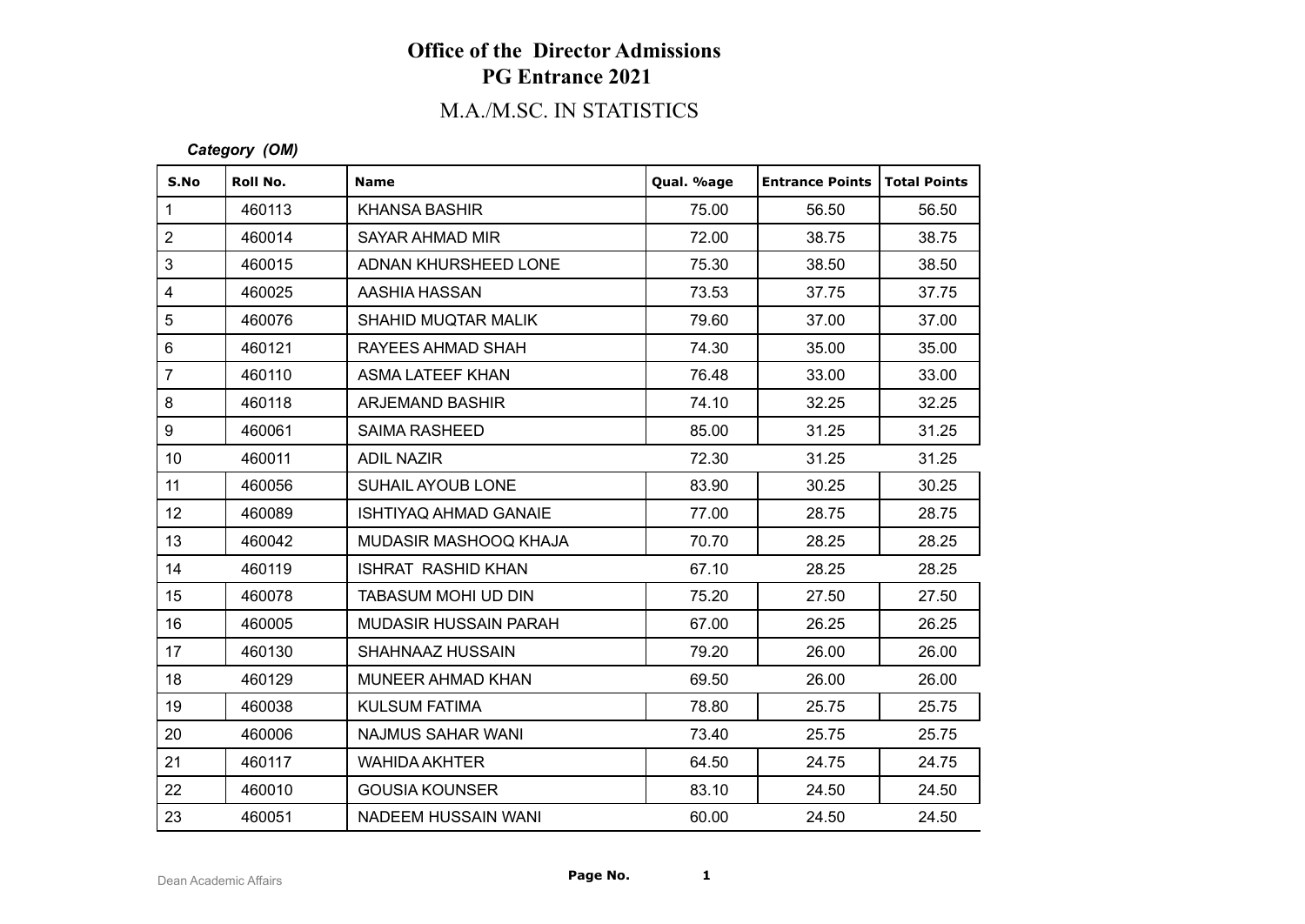# Office of the Director Admissions

## PG Entrance 2021

### M.A./M.SC. IN STATISTICS

***Category (OM)***

| S.No | Roll No. | Name | Qual. %age | Entrance Points | Total Points |
|---|---|---|---|---|---|
| 1 | 460113 | KHANSA BASHIR | 75.00 | 56.50 | 56.50 |
| 2 | 460014 | SAYAR AHMAD MIR | 72.00 | 38.75 | 38.75 |
| 3 | 460015 | ADNAN KHURSHEED LONE | 75.30 | 38.50 | 38.50 |
| 4 | 460025 | AASHIA HASSAN | 73.53 | 37.75 | 37.75 |
| 5 | 460076 | SHAHID MUQTAR MALIK | 79.60 | 37.00 | 37.00 |
| 6 | 460121 | RAYEES AHMAD SHAH | 74.30 | 35.00 | 35.00 |
| 7 | 460110 | ASMA LATEEF KHAN | 76.48 | 33.00 | 33.00 |
| 8 | 460118 | ARJEMAND BASHIR | 74.10 | 32.25 | 32.25 |
| 9 | 460061 | SAIMA RASHEED | 85.00 | 31.25 | 31.25 |
| 10 | 460011 | ADIL NAZIR | 72.30 | 31.25 | 31.25 |
| 11 | 460056 | SUHAIL AYOUB LONE | 83.90 | 30.25 | 30.25 |
| 12 | 460089 | ISHTIYAQ AHMAD GANAIE | 77.00 | 28.75 | 28.75 |
| 13 | 460042 | MUDASIR MASHOOQ KHAJA | 70.70 | 28.25 | 28.25 |
| 14 | 460119 | ISHRAT RASHID KHAN | 67.10 | 28.25 | 28.25 |
| 15 | 460078 | TABASUM MOHI UD DIN | 75.20 | 27.50 | 27.50 |
| 16 | 460005 | MUDASIR HUSSAIN PARAH | 67.00 | 26.25 | 26.25 |
| 17 | 460130 | SHAHNAAZ HUSSAIN | 79.20 | 26.00 | 26.00 |
| 18 | 460129 | MUNEER AHMAD KHAN | 69.50 | 26.00 | 26.00 |
| 19 | 460038 | KULSUM FATIMA | 78.80 | 25.75 | 25.75 |
| 20 | 460006 | NAJMUS SAHAR WANI | 73.40 | 25.75 | 25.75 |
| 21 | 460117 | WAHIDA AKHTER | 64.50 | 24.75 | 24.75 |
| 22 | 460010 | GOUSIA KOUNSER | 83.10 | 24.50 | 24.50 |
| 23 | 460051 | NADEEM HUSSAIN WANI | 60.00 | 24.50 | 24.50 |

Dean Academic Affairs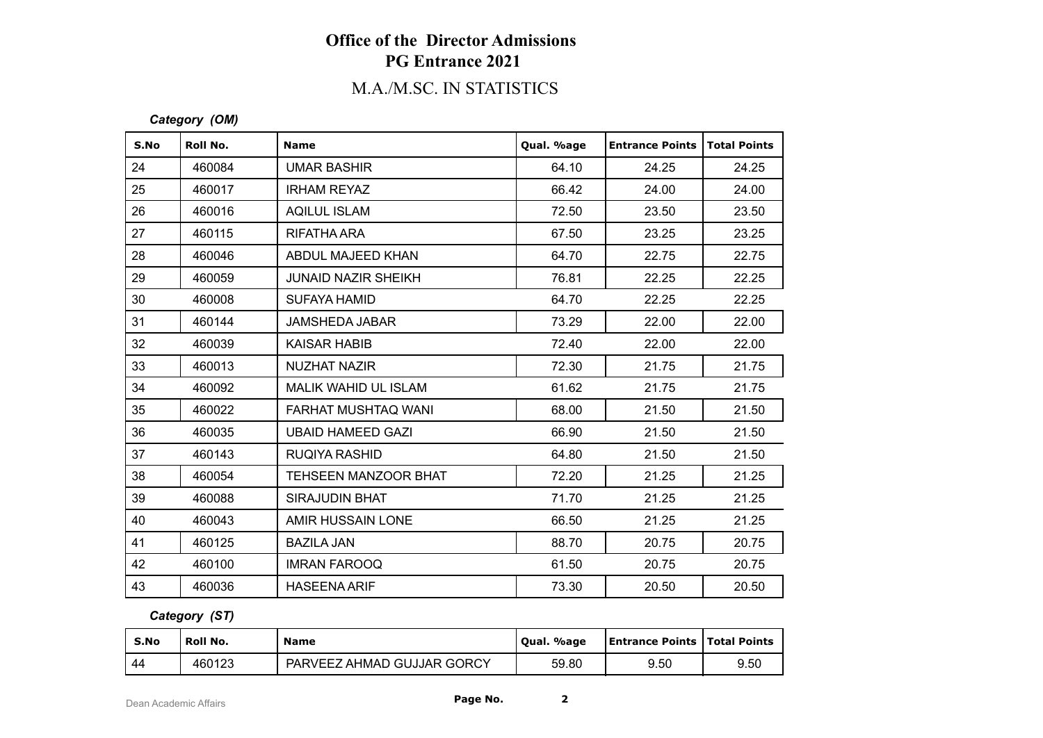# Office of the Director Admissions
## PG Entrance 2021
### M.A./M.SC. IN STATISTICS

***Category (OM)***

| S.No | Roll No. | Name | Qual. %age | Entrance Points | Total Points |
|---|---|---|---|---|---|
| 24 | 460084 | UMAR BASHIR | 64.10 | 24.25 | 24.25 |
| 25 | 460017 | IRHAM REYAZ | 66.42 | 24.00 | 24.00 |
| 26 | 460016 | AQILUL ISLAM | 72.50 | 23.50 | 23.50 |
| 27 | 460115 | RIFATHA ARA | 67.50 | 23.25 | 23.25 |
| 28 | 460046 | ABDUL MAJEED KHAN | 64.70 | 22.75 | 22.75 |
| 29 | 460059 | JUNAID NAZIR SHEIKH | 76.81 | 22.25 | 22.25 |
| 30 | 460008 | SUFAYA HAMID | 64.70 | 22.25 | 22.25 |
| 31 | 460144 | JAMSHEDA JABAR | 73.29 | 22.00 | 22.00 |
| 32 | 460039 | KAISAR HABIB | 72.40 | 22.00 | 22.00 |
| 33 | 460013 | NUZHAT NAZIR | 72.30 | 21.75 | 21.75 |
| 34 | 460092 | MALIK WAHID UL ISLAM | 61.62 | 21.75 | 21.75 |
| 35 | 460022 | FARHAT MUSHTAQ WANI | 68.00 | 21.50 | 21.50 |
| 36 | 460035 | UBAID HAMEED GAZI | 66.90 | 21.50 | 21.50 |
| 37 | 460143 | RUQIYA RASHID | 64.80 | 21.50 | 21.50 |
| 38 | 460054 | TEHSEEN MANZOOR BHAT | 72.20 | 21.25 | 21.25 |
| 39 | 460088 | SIRAJUDIN BHAT | 71.70 | 21.25 | 21.25 |
| 40 | 460043 | AMIR HUSSAIN LONE | 66.50 | 21.25 | 21.25 |
| 41 | 460125 | BAZILA JAN | 88.70 | 20.75 | 20.75 |
| 42 | 460100 | IMRAN FAROOQ | 61.50 | 20.75 | 20.75 |
| 43 | 460036 | HASEENA ARIF | 73.30 | 20.50 | 20.50 |

***Category (ST)***

| S.No | Roll No. | Name | Qual. %age | Entrance Points | Total Points |
|---|---|---|---|---|---|
| 44 | 460123 | PARVEEZ AHMAD GUJJAR GORCY | 59.80 | 9.50 | 9.50 |

Dean Academic Affairs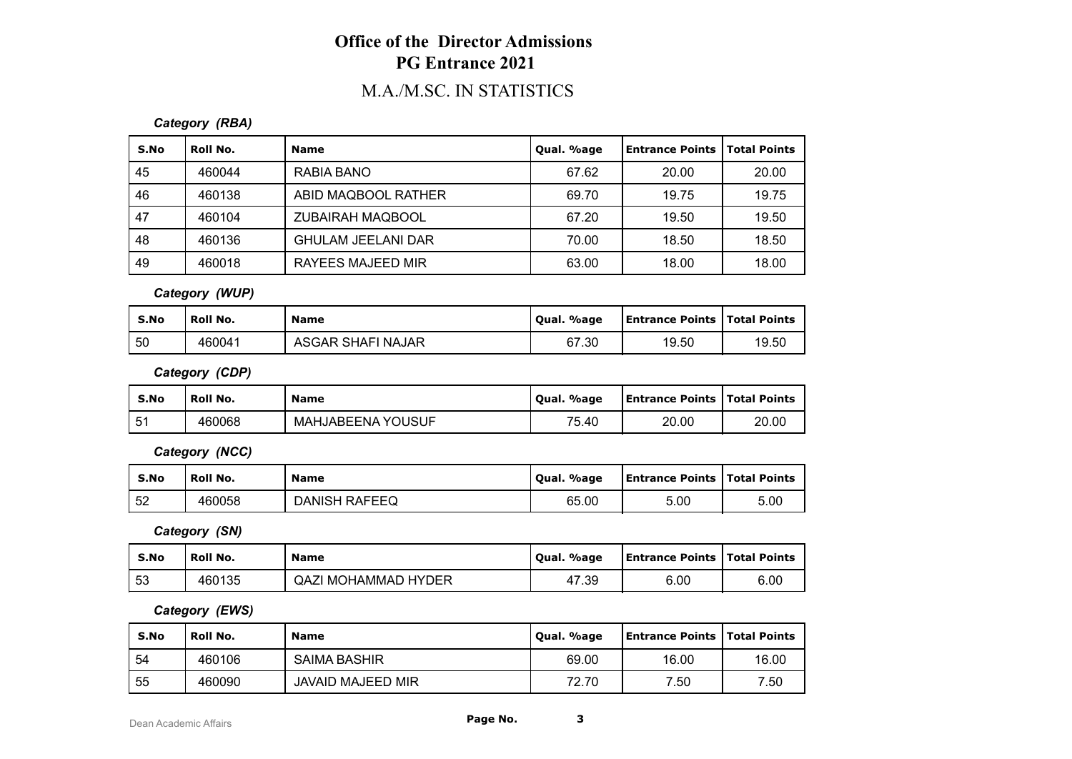# Office of the Director Admissions
## PG Entrance 2021
### M.A./M.SC. IN STATISTICS

***Category (RBA)***

| S.No | Roll No. | Name | Qual. %age | Entrance Points | Total Points |
|---|---|---|---|---|---|
| 45 | 460044 | RABIA BANO | 67.62 | 20.00 | 20.00 |
| 46 | 460138 | ABID MAQBOOL RATHER | 69.70 | 19.75 | 19.75 |
| 47 | 460104 | ZUBAIRAH MAQBOOL | 67.20 | 19.50 | 19.50 |
| 48 | 460136 | GHULAM JEELANI DAR | 70.00 | 18.50 | 18.50 |
| 49 | 460018 | RAYEES MAJEED MIR | 63.00 | 18.00 | 18.00 |

***Category (WUP)***

| S.No | Roll No. | Name | Qual. %age | Entrance Points | Total Points |
|---|---|---|---|---|---|
| 50 | 460041 | ASGAR SHAFI NAJAR | 67.30 | 19.50 | 19.50 |

***Category (CDP)***

| S.No | Roll No. | Name | Qual. %age | Entrance Points | Total Points |
|---|---|---|---|---|---|
| 51 | 460068 | MAHJABEENA YOUSUF | 75.40 | 20.00 | 20.00 |

***Category (NCC)***

| S.No | Roll No. | Name | Qual. %age | Entrance Points | Total Points |
|---|---|---|---|---|---|
| 52 | 460058 | DANISH RAFEEQ | 65.00 | 5.00 | 5.00 |

***Category (SN)***

| S.No | Roll No. | Name | Qual. %age | Entrance Points | Total Points |
|---|---|---|---|---|---|
| 53 | 460135 | QAZI MOHAMMAD HYDER | 47.39 | 6.00 | 6.00 |

***Category (EWS)***

| S.No | Roll No. | Name | Qual. %age | Entrance Points | Total Points |
|---|---|---|---|---|---|
| 54 | 460106 | SAIMA BASHIR | 69.00 | 16.00 | 16.00 |
| 55 | 460090 | JAVAID MAJEED MIR | 72.70 | 7.50 | 7.50 |

Dean Academic Affairs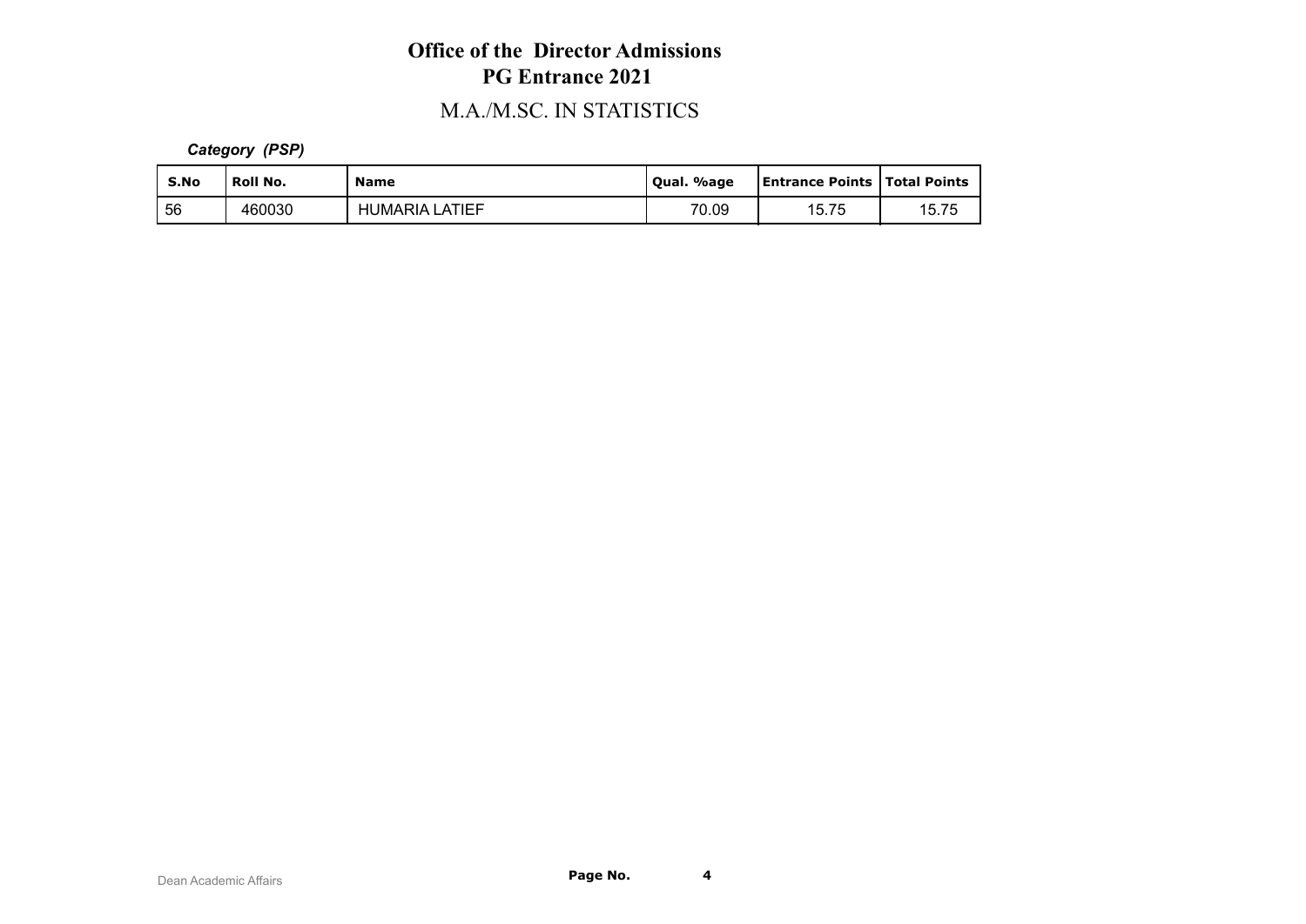# Office of the Director Admissions
# PG Entrance 2021

## M.A./M.SC. IN STATISTICS

***Category (PSP)***

| S.No | Roll No. | Name | Qual. %age | Entrance Points | Total Points |
|---|---|---|---|---|---|
| 56 | 460030 | HUMARIA LATIEF | 70.09 | 15.75 | 15.75 |

Dean Academic Affairs